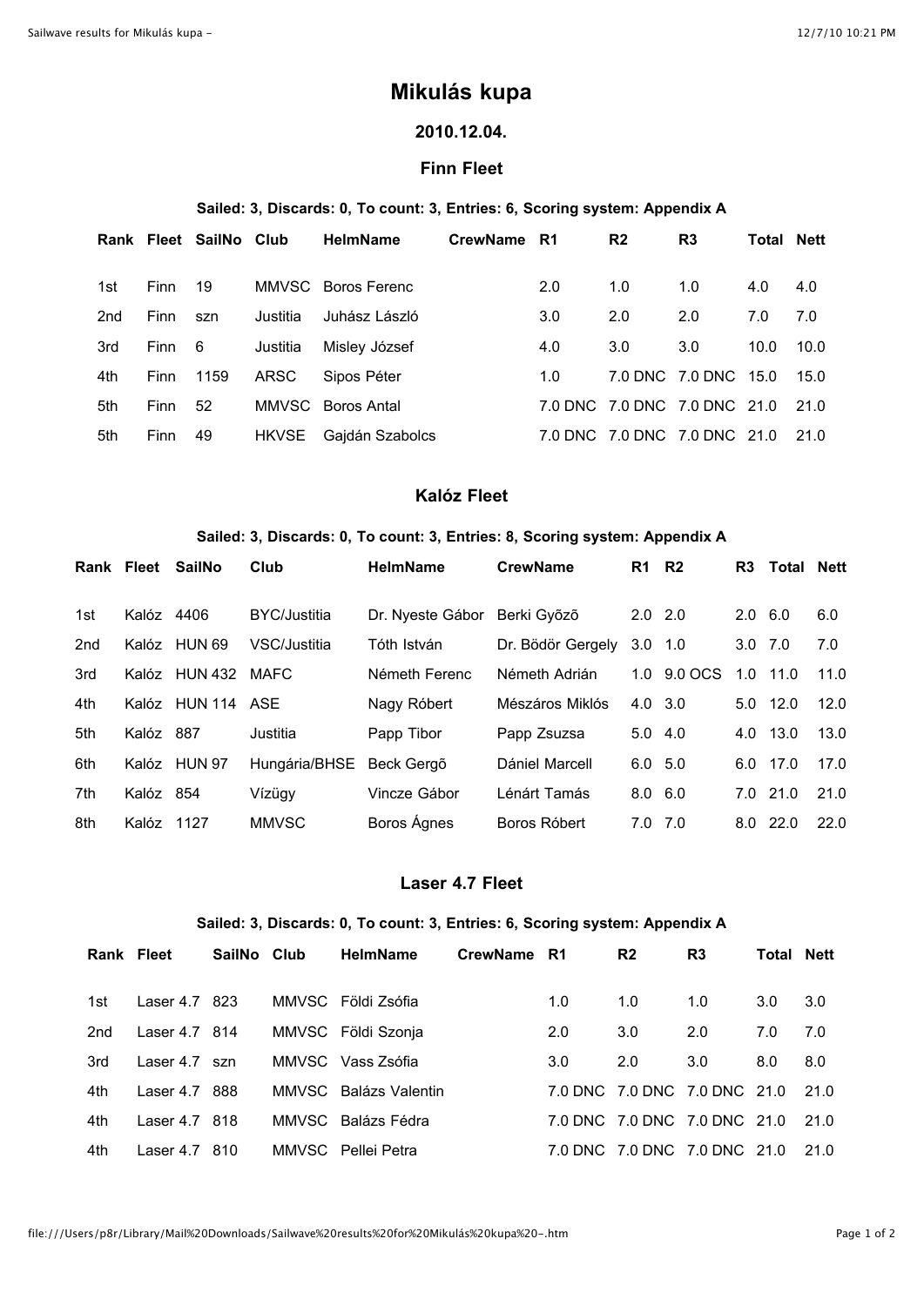# Mikulás kupa

### 2010.12.04.

### Finn Fleet

**Sailed: 3, Discards: 0, To count: 3, Entries: 6, Scoring system: Appendix A**

| Rank | Fleet | SailNo | Club | HelmName | CrewName | R1 | R2 | R3 | Total | Nett |
|---|---|---|---|---|---|---|---|---|---|---|
| 1st | Finn | 19 | MMVSC | Boros Ferenc | | 2.0 | 1.0 | 1.0 | 4.0 | 4.0 |
| 2nd | Finn | szn | Justitia | Juhász László | | 3.0 | 2.0 | 2.0 | 7.0 | 7.0 |
| 3rd | Finn | 6 | Justitia | Misley József | | 4.0 | 3.0 | 3.0 | 10.0 | 10.0 |
| 4th | Finn | 1159 | ARSC | Sipos Péter | | 1.0 | 7.0 DNC | 7.0 DNC | 15.0 | 15.0 |
| 5th | Finn | 52 | MMVSC | Boros Antal | | 7.0 DNC | 7.0 DNC | 7.0 DNC | 21.0 | 21.0 |
| 5th | Finn | 49 | HKVSE | Gajdán Szabolcs | | 7.0 DNC | 7.0 DNC | 7.0 DNC | 21.0 | 21.0 |

### Kalóz Fleet

**Sailed: 3, Discards: 0, To count: 3, Entries: 8, Scoring system: Appendix A**

| Rank | Fleet | SailNo | Club | HelmName | CrewName | R1 | R2 | R3 | Total | Nett |
|---|---|---|---|---|---|---|---|---|---|---|
| 1st | Kalóz | 4406 | BYC/Justitia | Dr. Nyeste Gábor | Berki Gyõzõ | 2.0 | 2.0 | 2.0 | 6.0 | 6.0 |
| 2nd | Kalóz | HUN 69 | VSC/Justitia | Tóth István | Dr. Bödör Gergely | 3.0 | 1.0 | 3.0 | 7.0 | 7.0 |
| 3rd | Kalóz | HUN 432 | MAFC | Németh Ferenc | Németh Adrián | 1.0 | 9.0 OCS | 1.0 | 11.0 | 11.0 |
| 4th | Kalóz | HUN 114 | ASE | Nagy Róbert | Mészáros Miklós | 4.0 | 3.0 | 5.0 | 12.0 | 12.0 |
| 5th | Kalóz | 887 | Justitia | Papp Tibor | Papp Zsuzsa | 5.0 | 4.0 | 4.0 | 13.0 | 13.0 |
| 6th | Kalóz | HUN 97 | Hungária/BHSE | Beck Gergõ | Dániel Marcell | 6.0 | 5.0 | 6.0 | 17.0 | 17.0 |
| 7th | Kalóz | 854 | Vízügy | Vincze Gábor | Lénárt Tamás | 8.0 | 6.0 | 7.0 | 21.0 | 21.0 |
| 8th | Kalóz | 1127 | MMVSC | Boros Ágnes | Boros Róbert | 7.0 | 7.0 | 8.0 | 22.0 | 22.0 |

### Laser 4.7 Fleet

**Sailed: 3, Discards: 0, To count: 3, Entries: 6, Scoring system: Appendix A**

| Rank | Fleet | SailNo | Club | HelmName | CrewName | R1 | R2 | R3 | Total | Nett |
|---|---|---|---|---|---|---|---|---|---|---|
| 1st | Laser 4.7 | 823 | MMVSC | Földi Zsófia | | 1.0 | 1.0 | 1.0 | 3.0 | 3.0 |
| 2nd | Laser 4.7 | 814 | MMVSC | Földi Szonja | | 2.0 | 3.0 | 2.0 | 7.0 | 7.0 |
| 3rd | Laser 4.7 | szn | MMVSC | Vass Zsófia | | 3.0 | 2.0 | 3.0 | 8.0 | 8.0 |
| 4th | Laser 4.7 | 888 | MMVSC | Balázs Valentin | | 7.0 DNC | 7.0 DNC | 7.0 DNC | 21.0 | 21.0 |
| 4th | Laser 4.7 | 818 | MMVSC | Balázs Fédra | | 7.0 DNC | 7.0 DNC | 7.0 DNC | 21.0 | 21.0 |
| 4th | Laser 4.7 | 810 | MMVSC | Pellei Petra | | 7.0 DNC | 7.0 DNC | 7.0 DNC | 21.0 | 21.0 |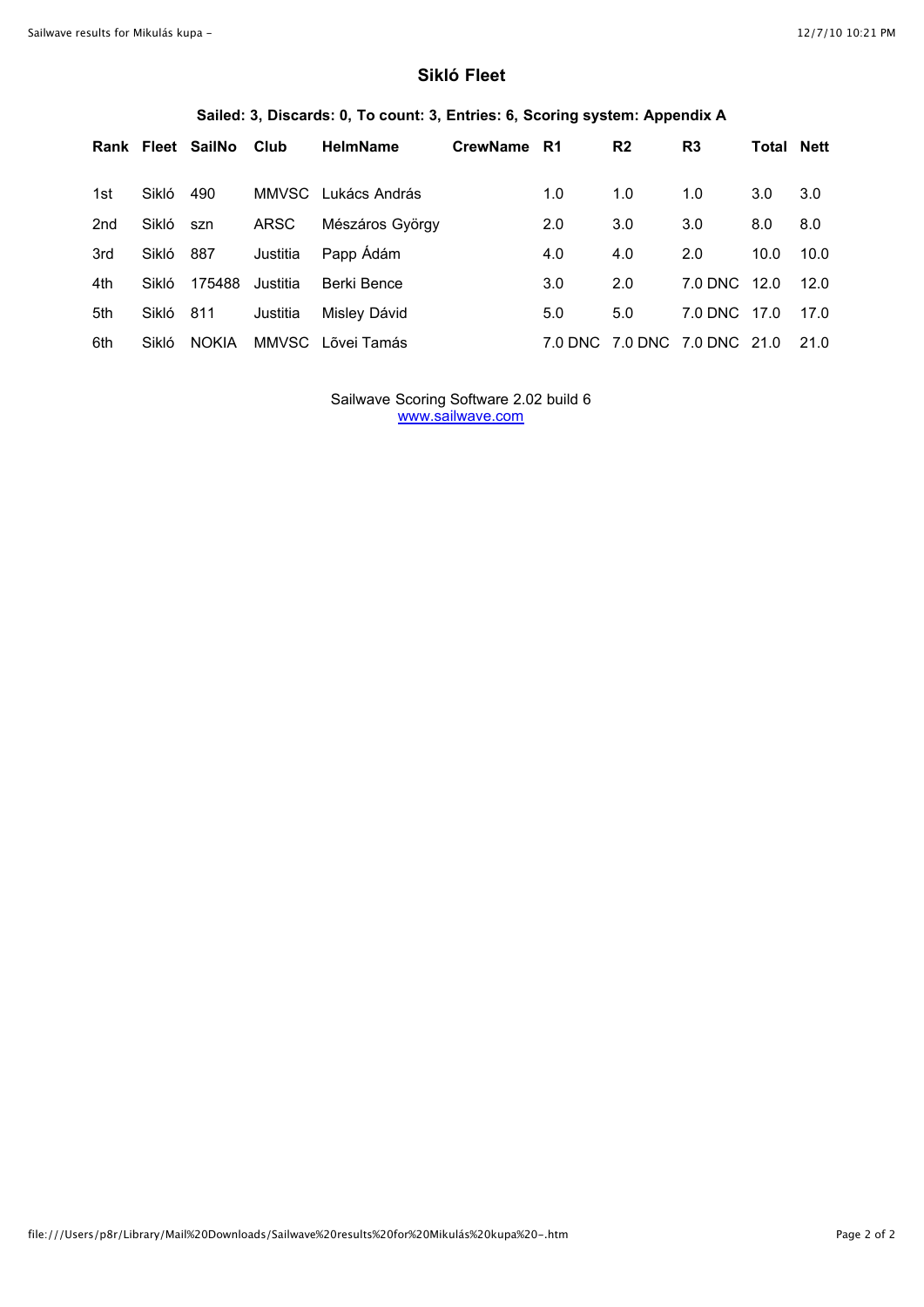### Sikló Fleet

**Sailed: 3, Discards: 0, To count: 3, Entries: 6, Scoring system: Appendix A**

| Rank | Fleet | SailNo | Club | HelmName | CrewName | R1 | R2 | R3 | Total | Nett |
|---|---|---|---|---|---|---|---|---|---|---|
| 1st | Sikló | 490 | MMVSC | Lukács András | | 1.0 | 1.0 | 1.0 | 3.0 | 3.0 |
| 2nd | Sikló | szn | ARSC | Mészáros György | | 2.0 | 3.0 | 3.0 | 8.0 | 8.0 |
| 3rd | Sikló | 887 | Justitia | Papp Ádám | | 4.0 | 4.0 | 2.0 | 10.0 | 10.0 |
| 4th | Sikló | 175488 | Justitia | Berki Bence | | 3.0 | 2.0 | 7.0 DNC | 12.0 | 12.0 |
| 5th | Sikló | 811 | Justitia | Misley Dávid | | 5.0 | 5.0 | 7.0 DNC | 17.0 | 17.0 |
| 6th | Sikló | NOKIA | MMVSC | Lõvei Tamás | | 7.0 DNC | 7.0 DNC | 7.0 DNC | 21.0 | 21.0 |

Sailwave Scoring Software 2.02 build 6
www.sailwave.com